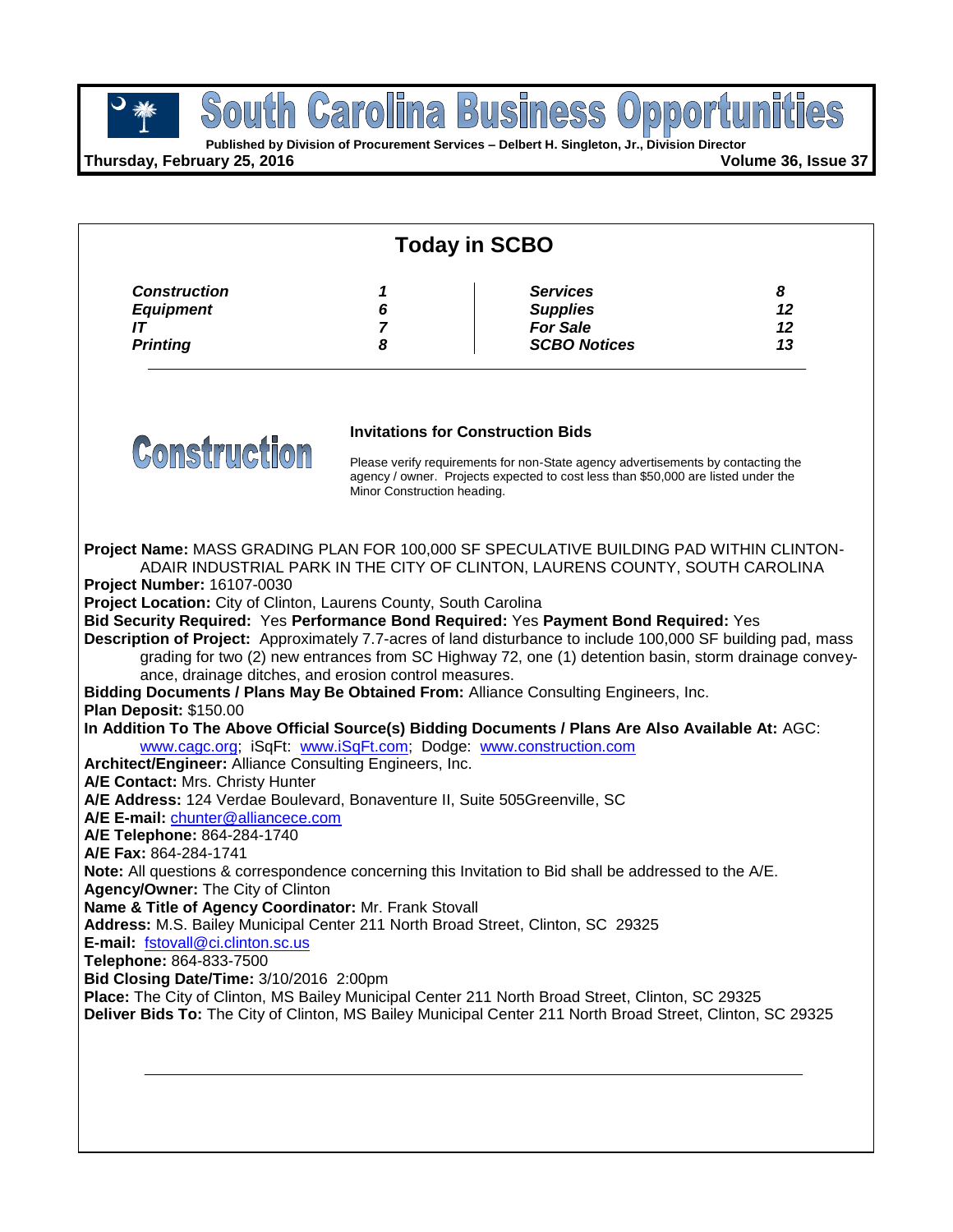# South Carolina Business Opportunities

**Published by Division of Procurement Services – Delbert H. Singleton, Jr., Division Director**

**Thursday, February 25, 2016** **Volume 36, Issue 37**

## Today in SCBO

| | | | |
|---|---|---|---|
| ***Construction*** | ***1*** | ***Services*** | ***8*** |
| ***Equipment*** | ***6*** | ***Supplies*** | ***12*** |
| ***IT*** | ***7*** | ***For Sale*** | ***12*** |
| ***Printing*** | ***8*** | ***SCBO Notices*** | ***13*** |

# Construction

### Invitations for Construction Bids

Please verify requirements for non-State agency advertisements by contacting the agency / owner. Projects expected to cost less than $50,000 are listed under the Minor Construction heading.

**Project Name:** MASS GRADING PLAN FOR 100,000 SF SPECULATIVE BUILDING PAD WITHIN CLINTON-ADAIR INDUSTRIAL PARK IN THE CITY OF CLINTON, LAURENS COUNTY, SOUTH CAROLINA
**Project Number:** 16107-0030
**Project Location:** City of Clinton, Laurens County, South Carolina
**Bid Security Required:** Yes **Performance Bond Required:** Yes **Payment Bond Required:** Yes
**Description of Project:** Approximately 7.7-acres of land disturbance to include 100,000 SF building pad, mass grading for two (2) new entrances from SC Highway 72, one (1) detention basin, storm drainage conveyance, drainage ditches, and erosion control measures.
**Bidding Documents / Plans May Be Obtained From:** Alliance Consulting Engineers, Inc.
**Plan Deposit:** $150.00
**In Addition To The Above Official Source(s) Bidding Documents / Plans Are Also Available At:** AGC: www.cagc.org; iSqFt: www.iSqFt.com; Dodge: www.construction.com
**Architect/Engineer:** Alliance Consulting Engineers, Inc.
**A/E Contact:** Mrs. Christy Hunter
**A/E Address:** 124 Verdae Boulevard, Bonaventure II, Suite 505Greenville, SC
**A/E E-mail:** chunter@alliancece.com
**A/E Telephone:** 864-284-1740
**A/E Fax:** 864-284-1741
**Note:** All questions & correspondence concerning this Invitation to Bid shall be addressed to the A/E.
**Agency/Owner:** The City of Clinton
**Name & Title of Agency Coordinator:** Mr. Frank Stovall
**Address:** M.S. Bailey Municipal Center 211 North Broad Street, Clinton, SC 29325
**E-mail:** fstovall@ci.clinton.sc.us
**Telephone:** 864-833-7500
**Bid Closing Date/Time:** 3/10/2016 2:00pm
**Place:** The City of Clinton, MS Bailey Municipal Center 211 North Broad Street, Clinton, SC 29325
**Deliver Bids To:** The City of Clinton, MS Bailey Municipal Center 211 North Broad Street, Clinton, SC 29325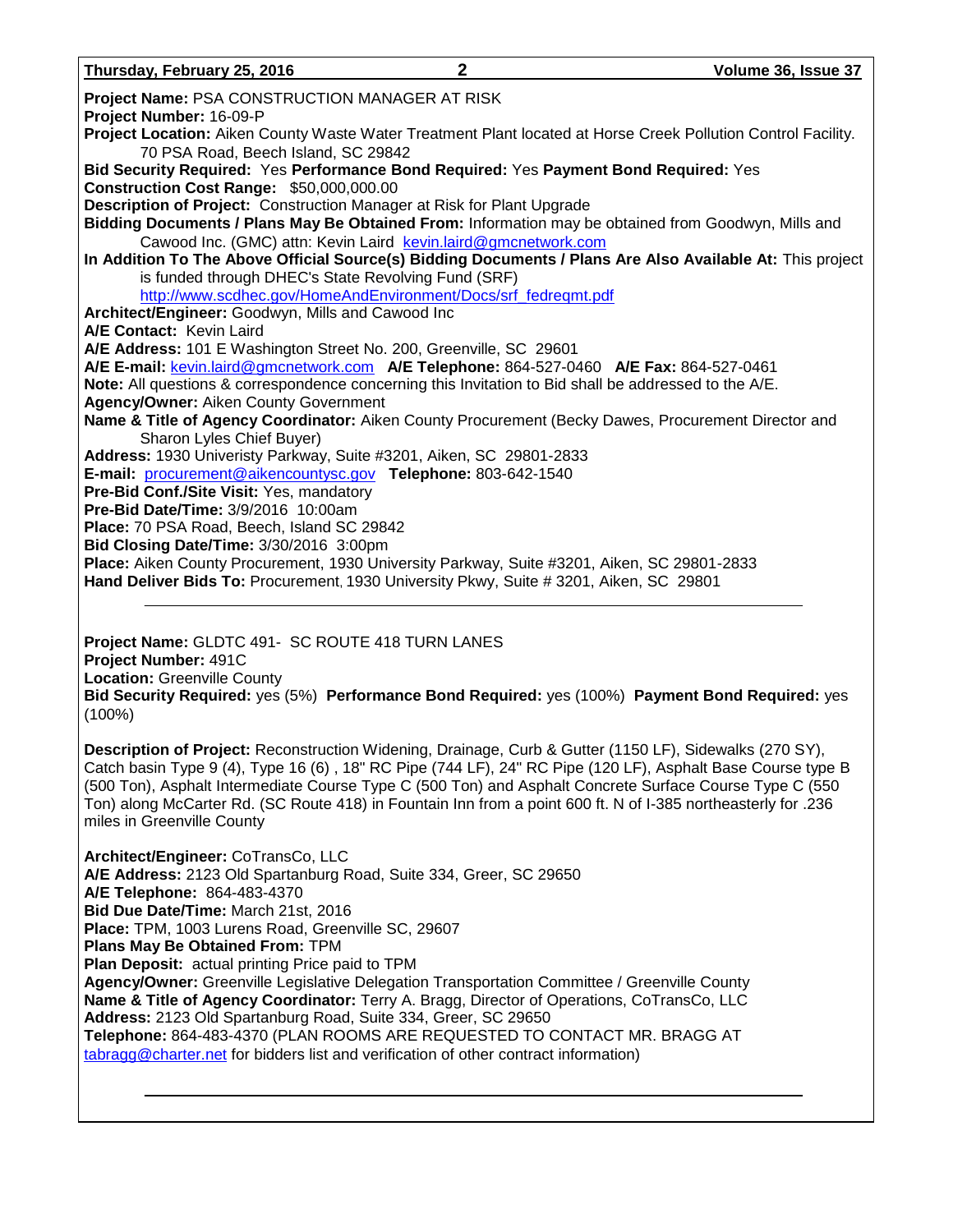**Project Name:** PSA CONSTRUCTION MANAGER AT RISK
**Project Number:** 16-09-P
**Project Location:** Aiken County Waste Water Treatment Plant located at Horse Creek Pollution Control Facility. 70 PSA Road, Beech Island, SC 29842
**Bid Security Required:** Yes **Performance Bond Required:** Yes **Payment Bond Required:** Yes
**Construction Cost Range:** $50,000,000.00
**Description of Project:** Construction Manager at Risk for Plant Upgrade
**Bidding Documents / Plans May Be Obtained From:** Information may be obtained from Goodwyn, Mills and Cawood Inc. (GMC) attn: Kevin Laird kevin.laird@gmcnetwork.com
**In Addition To The Above Official Source(s) Bidding Documents / Plans Are Also Available At:** This project is funded through DHEC's State Revolving Fund (SRF) http://www.scdhec.gov/HomeAndEnvironment/Docs/srf_fedreqmt.pdf
**Architect/Engineer:** Goodwyn, Mills and Cawood Inc
**A/E Contact:** Kevin Laird
**A/E Address:** 101 E Washington Street No. 200, Greenville, SC 29601
**A/E E-mail:** kevin.laird@gmcnetwork.com **A/E Telephone:** 864-527-0460 **A/E Fax:** 864-527-0461
**Note:** All questions & correspondence concerning this Invitation to Bid shall be addressed to the A/E.
**Agency/Owner:** Aiken County Government
**Name & Title of Agency Coordinator:** Aiken County Procurement (Becky Dawes, Procurement Director and Sharon Lyles Chief Buyer)
**Address:** 1930 Univeristy Parkway, Suite #3201, Aiken, SC 29801-2833
**E-mail:** procurement@aikencountysc.gov **Telephone:** 803-642-1540
**Pre-Bid Conf./Site Visit:** Yes, mandatory
**Pre-Bid Date/Time:** 3/9/2016 10:00am
**Place:** 70 PSA Road, Beech, Island SC 29842
**Bid Closing Date/Time:** 3/30/2016 3:00pm
**Place:** Aiken County Procurement, 1930 University Parkway, Suite #3201, Aiken, SC 29801-2833
**Hand Deliver Bids To:** Procurement, 1930 University Pkwy, Suite # 3201, Aiken, SC 29801

---

**Project Name:** GLDTC 491- SC ROUTE 418 TURN LANES
**Project Number:** 491C
**Location:** Greenville County
**Bid Security Required:** yes (5%) **Performance Bond Required:** yes (100%) **Payment Bond Required:** yes (100%)

**Description of Project:** Reconstruction Widening, Drainage, Curb & Gutter (1150 LF), Sidewalks (270 SY), Catch basin Type 9 (4), Type 16 (6) , 18" RC Pipe (744 LF), 24" RC Pipe (120 LF), Asphalt Base Course type B (500 Ton), Asphalt Intermediate Course Type C (500 Ton) and Asphalt Concrete Surface Course Type C (550 Ton) along McCarter Rd. (SC Route 418) in Fountain Inn from a point 600 ft. N of I-385 northeasterly for .236 miles in Greenville County

**Architect/Engineer:** CoTransCo, LLC
**A/E Address:** 2123 Old Spartanburg Road, Suite 334, Greer, SC 29650
**A/E Telephone:** 864-483-4370
**Bid Due Date/Time:** March 21st, 2016
**Place:** TPM, 1003 Lurens Road, Greenville SC, 29607
**Plans May Be Obtained From:** TPM
**Plan Deposit:** actual printing Price paid to TPM
**Agency/Owner:** Greenville Legislative Delegation Transportation Committee / Greenville County
**Name & Title of Agency Coordinator:** Terry A. Bragg, Director of Operations, CoTransCo, LLC
**Address:** 2123 Old Spartanburg Road, Suite 334, Greer, SC 29650
**Telephone:** 864-483-4370 (PLAN ROOMS ARE REQUESTED TO CONTACT MR. BRAGG AT tabragg@charter.net for bidders list and verification of other contract information)

---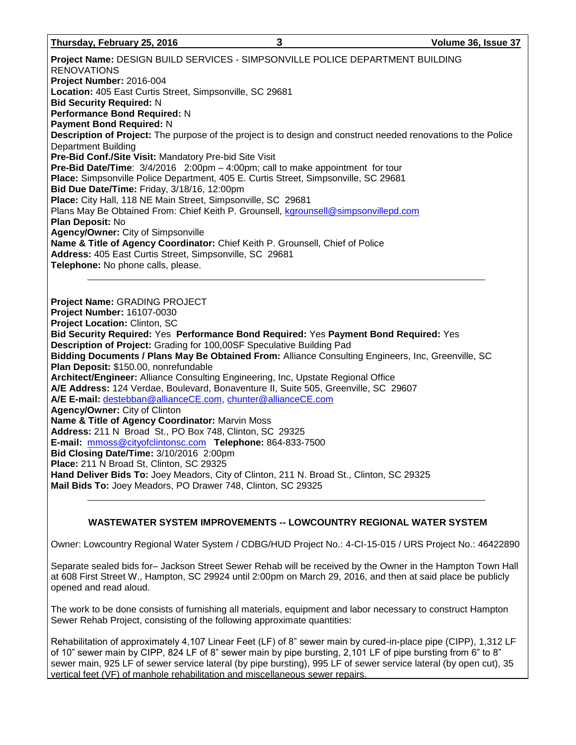**Project Name:** DESIGN BUILD SERVICES - SIMPSONVILLE POLICE DEPARTMENT BUILDING RENOVATIONS
**Project Number:** 2016-004
**Location:** 405 East Curtis Street, Simpsonville, SC 29681
**Bid Security Required:** N
**Performance Bond Required:** N
**Payment Bond Required:** N
**Description of Project:** The purpose of the project is to design and construct needed renovations to the Police Department Building
**Pre-Bid Conf./Site Visit:** Mandatory Pre-bid Site Visit
**Pre-Bid Date/Time**: 3/4/2016 2:00pm – 4:00pm; call to make appointment for tour
**Place:** Simpsonville Police Department, 405 E. Curtis Street, Simpsonville, SC 29681
**Bid Due Date/Time:** Friday, 3/18/16, 12:00pm
**Place:** City Hall, 118 NE Main Street, Simpsonville, SC 29681
Plans May Be Obtained From: Chief Keith P. Grounsell, kgrounsell@simpsonvillepd.com
**Plan Deposit:** No
**Agency/Owner:** City of Simpsonville
**Name & Title of Agency Coordinator:** Chief Keith P. Grounsell, Chief of Police
**Address:** 405 East Curtis Street, Simpsonville, SC 29681
**Telephone:** No phone calls, please.

---

**Project Name:** GRADING PROJECT
**Project Number:** 16107-0030
**Project Location:** Clinton, SC
**Bid Security Required:** Yes **Performance Bond Required:** Yes **Payment Bond Required:** Yes
**Description of Project:** Grading for 100,00SF Speculative Building Pad
**Bidding Documents / Plans May Be Obtained From:** Alliance Consulting Engineers, Inc, Greenville, SC
**Plan Deposit:** $150.00, nonrefundable
**Architect/Engineer:** Alliance Consulting Engineering, Inc, Upstate Regional Office
**A/E Address:** 124 Verdae, Boulevard, Bonaventure II, Suite 505, Greenville, SC 29607
**A/E E-mail:** destebban@allianceCE.com, chunter@allianceCE.com
**Agency/Owner:** City of Clinton
**Name & Title of Agency Coordinator:** Marvin Moss
**Address:** 211 N Broad St., PO Box 748, Clinton, SC 29325
**E-mail:** mmoss@cityofclintonsc.com **Telephone:** 864-833-7500
**Bid Closing Date/Time:** 3/10/2016 2:00pm
**Place:** 211 N Broad St, Clinton, SC 29325
**Hand Deliver Bids To:** Joey Meadors, City of Clinton, 211 N. Broad St., Clinton, SC 29325
**Mail Bids To:** Joey Meadors, PO Drawer 748, Clinton, SC 29325

---

### WASTEWATER SYSTEM IMPROVEMENTS -- LOWCOUNTRY REGIONAL WATER SYSTEM

Owner: Lowcountry Regional Water System / CDBG/HUD Project No.: 4-CI-15-015 / URS Project No.: 46422890

Separate sealed bids for– Jackson Street Sewer Rehab will be received by the Owner in the Hampton Town Hall at 608 First Street W., Hampton, SC 29924 until 2:00pm on March 29, 2016, and then at said place be publicly opened and read aloud.

The work to be done consists of furnishing all materials, equipment and labor necessary to construct Hampton Sewer Rehab Project, consisting of the following approximate quantities:

Rehabilitation of approximately 4,107 Linear Feet (LF) of 8" sewer main by cured-in-place pipe (CIPP), 1,312 LF of 10" sewer main by CIPP, 824 LF of 8" sewer main by pipe bursting, 2,101 LF of pipe bursting from 6" to 8" sewer main, 925 LF of sewer service lateral (by pipe bursting), 995 LF of sewer service lateral (by open cut), 35 vertical feet (VF) of manhole rehabilitation and miscellaneous sewer repairs.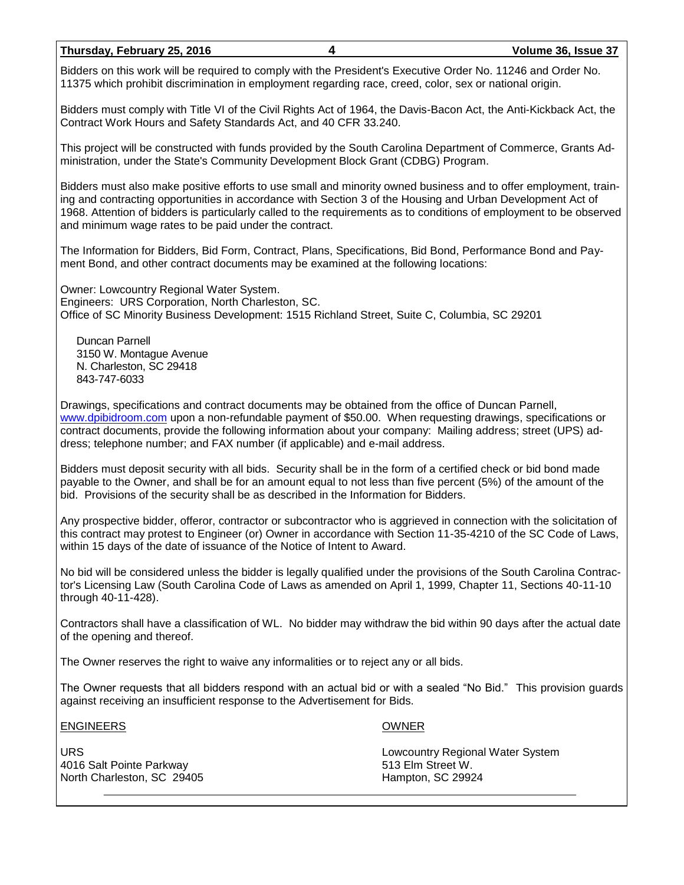Bidders on this work will be required to comply with the President's Executive Order No. 11246 and Order No. 11375 which prohibit discrimination in employment regarding race, creed, color, sex or national origin.

Bidders must comply with Title VI of the Civil Rights Act of 1964, the Davis-Bacon Act, the Anti-Kickback Act, the Contract Work Hours and Safety Standards Act, and 40 CFR 33.240.

This project will be constructed with funds provided by the South Carolina Department of Commerce, Grants Administration, under the State's Community Development Block Grant (CDBG) Program.

Bidders must also make positive efforts to use small and minority owned business and to offer employment, training and contracting opportunities in accordance with Section 3 of the Housing and Urban Development Act of 1968. Attention of bidders is particularly called to the requirements as to conditions of employment to be observed and minimum wage rates to be paid under the contract.

The Information for Bidders, Bid Form, Contract, Plans, Specifications, Bid Bond, Performance Bond and Payment Bond, and other contract documents may be examined at the following locations:

Owner: Lowcountry Regional Water System.
Engineers: URS Corporation, North Charleston, SC.
Office of SC Minority Business Development: 1515 Richland Street, Suite C, Columbia, SC 29201

Duncan Parnell
3150 W. Montague Avenue
N. Charleston, SC 29418
843-747-6033

Drawings, specifications and contract documents may be obtained from the office of Duncan Parnell, www.dpibidroom.com upon a non-refundable payment of $50.00. When requesting drawings, specifications or contract documents, provide the following information about your company: Mailing address; street (UPS) address; telephone number; and FAX number (if applicable) and e-mail address.

Bidders must deposit security with all bids. Security shall be in the form of a certified check or bid bond made payable to the Owner, and shall be for an amount equal to not less than five percent (5%) of the amount of the bid. Provisions of the security shall be as described in the Information for Bidders.

Any prospective bidder, offeror, contractor or subcontractor who is aggrieved in connection with the solicitation of this contract may protest to Engineer (or) Owner in accordance with Section 11-35-4210 of the SC Code of Laws, within 15 days of the date of issuance of the Notice of Intent to Award.

No bid will be considered unless the bidder is legally qualified under the provisions of the South Carolina Contractor's Licensing Law (South Carolina Code of Laws as amended on April 1, 1999, Chapter 11, Sections 40-11-10 through 40-11-428).

Contractors shall have a classification of WL. No bidder may withdraw the bid within 90 days after the actual date of the opening and thereof.

The Owner reserves the right to waive any informalities or to reject any or all bids.

The Owner requests that all bidders respond with an actual bid or with a sealed "No Bid." This provision guards against receiving an insufficient response to the Advertisement for Bids.

ENGINEERS

URS
4016 Salt Pointe Parkway
North Charleston, SC 29405

OWNER

Lowcountry Regional Water System
513 Elm Street W.
Hampton, SC 29924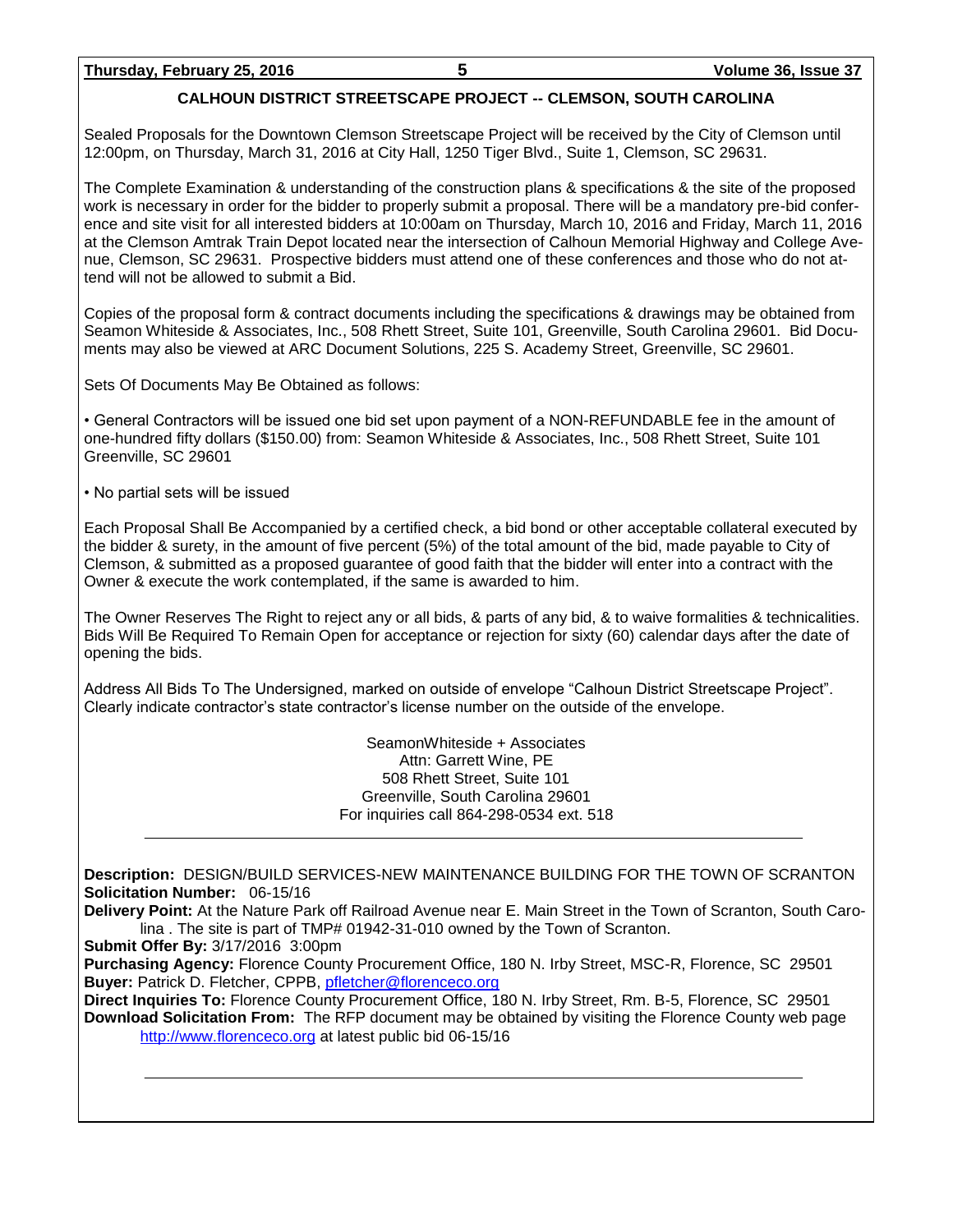## CALHOUN DISTRICT STREETSCAPE PROJECT -- CLEMSON, SOUTH CAROLINA

Sealed Proposals for the Downtown Clemson Streetscape Project will be received by the City of Clemson until 12:00pm, on Thursday, March 31, 2016 at City Hall, 1250 Tiger Blvd., Suite 1, Clemson, SC 29631.

The Complete Examination & understanding of the construction plans & specifications & the site of the proposed work is necessary in order for the bidder to properly submit a proposal. There will be a mandatory pre-bid conference and site visit for all interested bidders at 10:00am on Thursday, March 10, 2016 and Friday, March 11, 2016 at the Clemson Amtrak Train Depot located near the intersection of Calhoun Memorial Highway and College Avenue, Clemson, SC 29631. Prospective bidders must attend one of these conferences and those who do not attend will not be allowed to submit a Bid.

Copies of the proposal form & contract documents including the specifications & drawings may be obtained from Seamon Whiteside & Associates, Inc., 508 Rhett Street, Suite 101, Greenville, South Carolina 29601. Bid Documents may also be viewed at ARC Document Solutions, 225 S. Academy Street, Greenville, SC 29601.

Sets Of Documents May Be Obtained as follows:

- General Contractors will be issued one bid set upon payment of a NON-REFUNDABLE fee in the amount of one-hundred fifty dollars ($150.00) from: Seamon Whiteside & Associates, Inc., 508 Rhett Street, Suite 101 Greenville, SC 29601

- No partial sets will be issued

Each Proposal Shall Be Accompanied by a certified check, a bid bond or other acceptable collateral executed by the bidder & surety, in the amount of five percent (5%) of the total amount of the bid, made payable to City of Clemson, & submitted as a proposed guarantee of good faith that the bidder will enter into a contract with the Owner & execute the work contemplated, if the same is awarded to him.

The Owner Reserves The Right to reject any or all bids, & parts of any bid, & to waive formalities & technicalities. Bids Will Be Required To Remain Open for acceptance or rejection for sixty (60) calendar days after the date of opening the bids.

Address All Bids To The Undersigned, marked on outside of envelope "Calhoun District Streetscape Project". Clearly indicate contractor's state contractor's license number on the outside of the envelope.

SeamonWhiteside + Associates
Attn: Garrett Wine, PE
508 Rhett Street, Suite 101
Greenville, South Carolina 29601
For inquiries call 864-298-0534 ext. 518

---

**Description:** DESIGN/BUILD SERVICES-NEW MAINTENANCE BUILDING FOR THE TOWN OF SCRANTON
**Solicitation Number:** 06-15/16
**Delivery Point:** At the Nature Park off Railroad Avenue near E. Main Street in the Town of Scranton, South Carolina . The site is part of TMP# 01942-31-010 owned by the Town of Scranton.
**Submit Offer By:** 3/17/2016 3:00pm
**Purchasing Agency:** Florence County Procurement Office, 180 N. Irby Street, MSC-R, Florence, SC 29501
**Buyer:** Patrick D. Fletcher, CPPB, pfletcher@florenceco.org
**Direct Inquiries To:** Florence County Procurement Office, 180 N. Irby Street, Rm. B-5, Florence, SC 29501
**Download Solicitation From:** The RFP document may be obtained by visiting the Florence County web page http://www.florenceco.org at latest public bid 06-15/16

---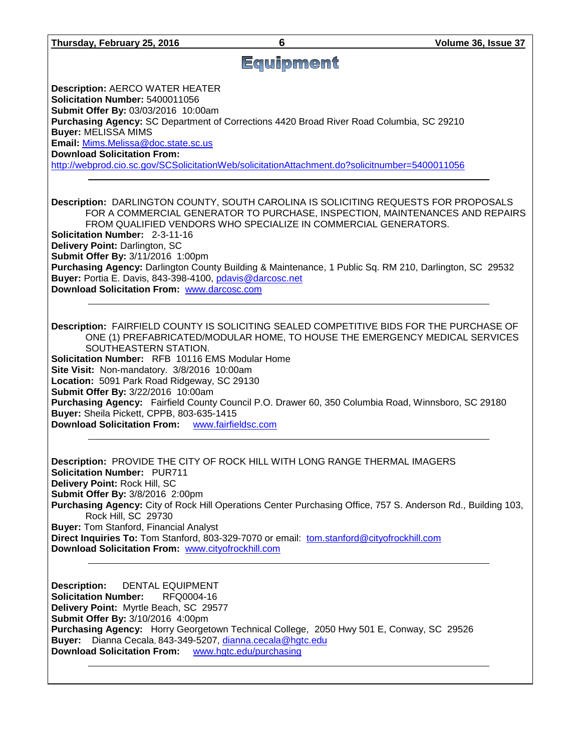# Equipment

**Description:** AERCO WATER HEATER
**Solicitation Number:** 5400011056
**Submit Offer By:** 03/03/2016 10:00am
**Purchasing Agency:** SC Department of Corrections 4420 Broad River Road Columbia, SC 29210
**Buyer:** MELISSA MIMS
**Email:** Mims.Melissa@doc.state.sc.us
**Download Solicitation From:**
http://webprod.cio.sc.gov/SCSolicitationWeb/solicitationAttachment.do?solicitnumber=5400011056

---

**Description:** DARLINGTON COUNTY, SOUTH CAROLINA IS SOLICITING REQUESTS FOR PROPOSALS FOR A COMMERCIAL GENERATOR TO PURCHASE, INSPECTION, MAINTENANCES AND REPAIRS FROM QUALIFIED VENDORS WHO SPECIALIZE IN COMMERCIAL GENERATORS.
**Solicitation Number:** 2-3-11-16
**Delivery Point:** Darlington, SC
**Submit Offer By:** 3/11/2016 1:00pm
**Purchasing Agency:** Darlington County Building & Maintenance, 1 Public Sq. RM 210, Darlington, SC 29532
**Buyer:** Portia E. Davis, 843-398-4100, pdavis@darcosc.net
**Download Solicitation From:** www.darcosc.com

---

**Description:** FAIRFIELD COUNTY IS SOLICITING SEALED COMPETITIVE BIDS FOR THE PURCHASE OF ONE (1) PREFABRICATED/MODULAR HOME, TO HOUSE THE EMERGENCY MEDICAL SERVICES SOUTHEASTERN STATION.
**Solicitation Number:** RFB 10116 EMS Modular Home
**Site Visit:** Non-mandatory. 3/8/2016 10:00am
**Location:** 5091 Park Road Ridgeway, SC 29130
**Submit Offer By:** 3/22/2016 10:00am
**Purchasing Agency:** Fairfield County Council P.O. Drawer 60, 350 Columbia Road, Winnsboro, SC 29180
**Buyer:** Sheila Pickett, CPPB, 803-635-1415
**Download Solicitation From:** www.fairfieldsc.com

---

**Description:** PROVIDE THE CITY OF ROCK HILL WITH LONG RANGE THERMAL IMAGERS
**Solicitation Number:** PUR711
**Delivery Point:** Rock Hill, SC
**Submit Offer By:** 3/8/2016 2:00pm
**Purchasing Agency:** City of Rock Hill Operations Center Purchasing Office, 757 S. Anderson Rd., Building 103, Rock Hill, SC 29730
**Buyer:** Tom Stanford, Financial Analyst
**Direct Inquiries To:** Tom Stanford, 803-329-7070 or email: tom.stanford@cityofrockhill.com
**Download Solicitation From:** www.cityofrockhill.com

---

**Description:** DENTAL EQUIPMENT
**Solicitation Number:** RFQ0004-16
**Delivery Point:** Myrtle Beach, SC 29577
**Submit Offer By:** 3/10/2016 4:00pm
**Purchasing Agency:** Horry Georgetown Technical College, 2050 Hwy 501 E, Conway, SC 29526
**Buyer:** Dianna Cecala, 843-349-5207, dianna.cecala@hgtc.edu
**Download Solicitation From:** www.hgtc.edu/purchasing

---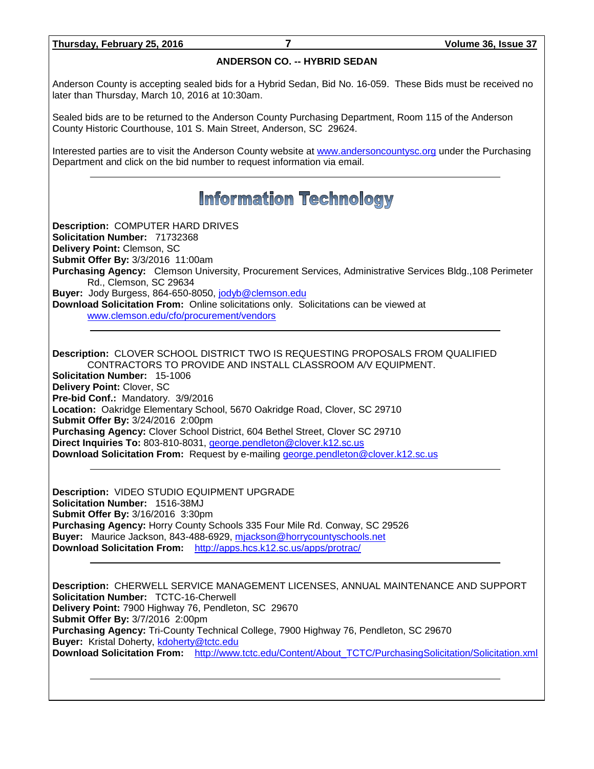## ANDERSON CO. -- HYBRID SEDAN

Anderson County is accepting sealed bids for a Hybrid Sedan, Bid No. 16-059. These Bids must be received no later than Thursday, March 10, 2016 at 10:30am.

Sealed bids are to be returned to the Anderson County Purchasing Department, Room 115 of the Anderson County Historic Courthouse, 101 S. Main Street, Anderson, SC 29624.

Interested parties are to visit the Anderson County website at www.andersoncountysc.org under the Purchasing Department and click on the bid number to request information via email.

---

# Information Technology

**Description:** COMPUTER HARD DRIVES
**Solicitation Number:** 71732368
**Delivery Point:** Clemson, SC
**Submit Offer By:** 3/3/2016 11:00am
**Purchasing Agency:** Clemson University, Procurement Services, Administrative Services Bldg.,108 Perimeter Rd., Clemson, SC 29634
**Buyer:** Jody Burgess, 864-650-8050, jodyb@clemson.edu
**Download Solicitation From:** Online solicitations only. Solicitations can be viewed at www.clemson.edu/cfo/procurement/vendors

---

**Description:** CLOVER SCHOOL DISTRICT TWO IS REQUESTING PROPOSALS FROM QUALIFIED CONTRACTORS TO PROVIDE AND INSTALL CLASSROOM A/V EQUIPMENT.
**Solicitation Number:** 15-1006
**Delivery Point:** Clover, SC
**Pre-bid Conf.:** Mandatory. 3/9/2016
**Location:** Oakridge Elementary School, 5670 Oakridge Road, Clover, SC 29710
**Submit Offer By:** 3/24/2016 2:00pm
**Purchasing Agency:** Clover School District, 604 Bethel Street, Clover SC 29710
**Direct Inquiries To:** 803-810-8031, george.pendleton@clover.k12.sc.us
**Download Solicitation From:** Request by e-mailing george.pendleton@clover.k12.sc.us

---

**Description:** VIDEO STUDIO EQUIPMENT UPGRADE
**Solicitation Number:** 1516-38MJ
**Submit Offer By:** 3/16/2016 3:30pm
**Purchasing Agency:** Horry County Schools 335 Four Mile Rd. Conway, SC 29526
**Buyer:** Maurice Jackson, 843-488-6929, mjackson@horrycountyschools.net
**Download Solicitation From:** http://apps.hcs.k12.sc.us/apps/protrac/

---

**Description:** CHERWELL SERVICE MANAGEMENT LICENSES, ANNUAL MAINTENANCE AND SUPPORT
**Solicitation Number:** TCTC-16-Cherwell
**Delivery Point:** 7900 Highway 76, Pendleton, SC 29670
**Submit Offer By:** 3/7/2016 2:00pm
**Purchasing Agency:** Tri-County Technical College, 7900 Highway 76, Pendleton, SC 29670
**Buyer:** Kristal Doherty, kdoherty@tctc.edu
**Download Solicitation From:** http://www.tctc.edu/Content/About_TCTC/PurchasingSolicitation/Solicitation.xml

---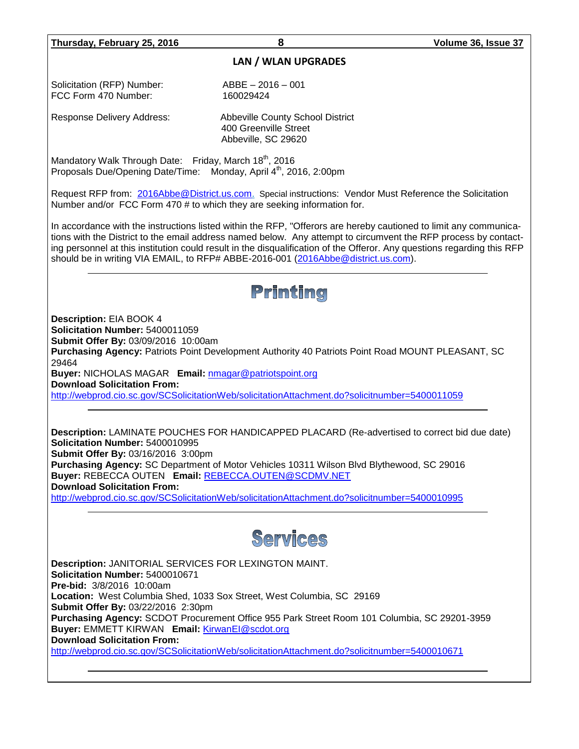## LAN / WLAN UPGRADES

Solicitation (RFP) Number: ABBE – 2016 – 001
FCC Form 470 Number: 160029424

Response Delivery Address: Abbeville County School District
400 Greenville Street
Abbeville, SC 29620

Mandatory Walk Through Date: Friday, March 18th, 2016
Proposals Due/Opening Date/Time: Monday, April 4th, 2016, 2:00pm

Request RFP from: 2016Abbe@District.us.com. Special instructions: Vendor Must Reference the Solicitation Number and/or FCC Form 470 # to which they are seeking information for.

In accordance with the instructions listed within the RFP, "Offerors are hereby cautioned to limit any communications with the District to the email address named below. Any attempt to circumvent the RFP process by contacting personnel at this institution could result in the disqualification of the Offeror. Any questions regarding this RFP should be in writing VIA EMAIL, to RFP# ABBE-2016-001 (2016Abbe@district.us.com).

# Printing

**Description:** EIA BOOK 4
**Solicitation Number:** 5400011059
**Submit Offer By:** 03/09/2016 10:00am
**Purchasing Agency:** Patriots Point Development Authority 40 Patriots Point Road MOUNT PLEASANT, SC 29464
**Buyer:** NICHOLAS MAGAR **Email:** nmagar@patriotspoint.org
**Download Solicitation From:**
http://webprod.cio.sc.gov/SCSolicitationWeb/solicitationAttachment.do?solicitnumber=5400011059

**Description:** LAMINATE POUCHES FOR HANDICAPPED PLACARD (Re-advertised to correct bid due date)
**Solicitation Number:** 5400010995
**Submit Offer By:** 03/16/2016 3:00pm
**Purchasing Agency:** SC Department of Motor Vehicles 10311 Wilson Blvd Blythewood, SC 29016
**Buyer:** REBECCA OUTEN **Email:** REBECCA.OUTEN@SCDMV.NET
**Download Solicitation From:**
http://webprod.cio.sc.gov/SCSolicitationWeb/solicitationAttachment.do?solicitnumber=5400010995

# Services

**Description:** JANITORIAL SERVICES FOR LEXINGTON MAINT.
**Solicitation Number:** 5400010671
**Pre-bid:** 3/8/2016 10:00am
**Location:** West Columbia Shed, 1033 Sox Street, West Columbia, SC 29169
**Submit Offer By:** 03/22/2016 2:30pm
**Purchasing Agency:** SCDOT Procurement Office 955 Park Street Room 101 Columbia, SC 29201-3959
**Buyer:** EMMETT KIRWAN **Email:** KirwanEI@scdot.org
**Download Solicitation From:**
http://webprod.cio.sc.gov/SCSolicitationWeb/solicitationAttachment.do?solicitnumber=5400010671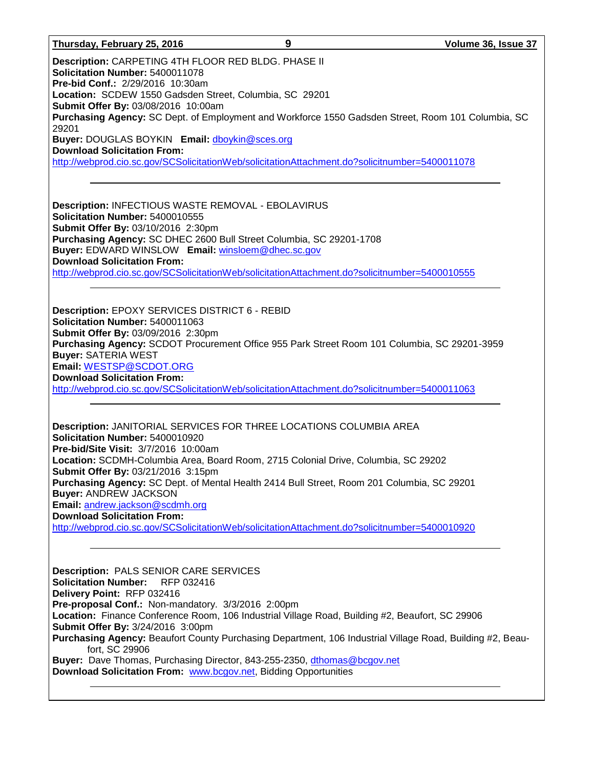**Description:** CARPETING 4TH FLOOR RED BLDG. PHASE II
**Solicitation Number:** 5400011078
**Pre-bid Conf.:** 2/29/2016 10:30am
**Location:** SCDEW 1550 Gadsden Street, Columbia, SC 29201
**Submit Offer By:** 03/08/2016 10:00am
**Purchasing Agency:** SC Dept. of Employment and Workforce 1550 Gadsden Street, Room 101 Columbia, SC 29201
**Buyer:** DOUGLAS BOYKIN **Email:** dboykin@sces.org
**Download Solicitation From:**
http://webprod.cio.sc.gov/SCSolicitationWeb/solicitationAttachment.do?solicitnumber=5400011078

---

**Description:** INFECTIOUS WASTE REMOVAL - EBOLAVIRUS
**Solicitation Number:** 5400010555
**Submit Offer By:** 03/10/2016 2:30pm
**Purchasing Agency:** SC DHEC 2600 Bull Street Columbia, SC 29201-1708
**Buyer:** EDWARD WINSLOW **Email:** winsloem@dhec.sc.gov
**Download Solicitation From:**
http://webprod.cio.sc.gov/SCSolicitationWeb/solicitationAttachment.do?solicitnumber=5400010555

---

**Description:** EPOXY SERVICES DISTRICT 6 - REBID
**Solicitation Number:** 5400011063
**Submit Offer By:** 03/09/2016 2:30pm
**Purchasing Agency:** SCDOT Procurement Office 955 Park Street Room 101 Columbia, SC 29201-3959
**Buyer:** SATERIA WEST
**Email:** WESTSP@SCDOT.ORG
**Download Solicitation From:**
http://webprod.cio.sc.gov/SCSolicitationWeb/solicitationAttachment.do?solicitnumber=5400011063

---

**Description:** JANITORIAL SERVICES FOR THREE LOCATIONS COLUMBIA AREA
**Solicitation Number:** 5400010920
**Pre-bid/Site Visit:** 3/7/2016 10:00am
**Location:** SCDMH-Columbia Area, Board Room, 2715 Colonial Drive, Columbia, SC 29202
**Submit Offer By:** 03/21/2016 3:15pm
**Purchasing Agency:** SC Dept. of Mental Health 2414 Bull Street, Room 201 Columbia, SC 29201
**Buyer:** ANDREW JACKSON
**Email:** andrew.jackson@scdmh.org
**Download Solicitation From:**
http://webprod.cio.sc.gov/SCSolicitationWeb/solicitationAttachment.do?solicitnumber=5400010920

---

**Description:** PALS SENIOR CARE SERVICES
**Solicitation Number:** RFP 032416
**Delivery Point:** RFP 032416
**Pre-proposal Conf.:** Non-mandatory. 3/3/2016 2:00pm
**Location:** Finance Conference Room, 106 Industrial Village Road, Building #2, Beaufort, SC 29906
**Submit Offer By:** 3/24/2016 3:00pm
**Purchasing Agency:** Beaufort County Purchasing Department, 106 Industrial Village Road, Building #2, Beaufort, SC 29906
**Buyer:** Dave Thomas, Purchasing Director, 843-255-2350, dthomas@bcgov.net
**Download Solicitation From:** www.bcgov.net, Bidding Opportunities

---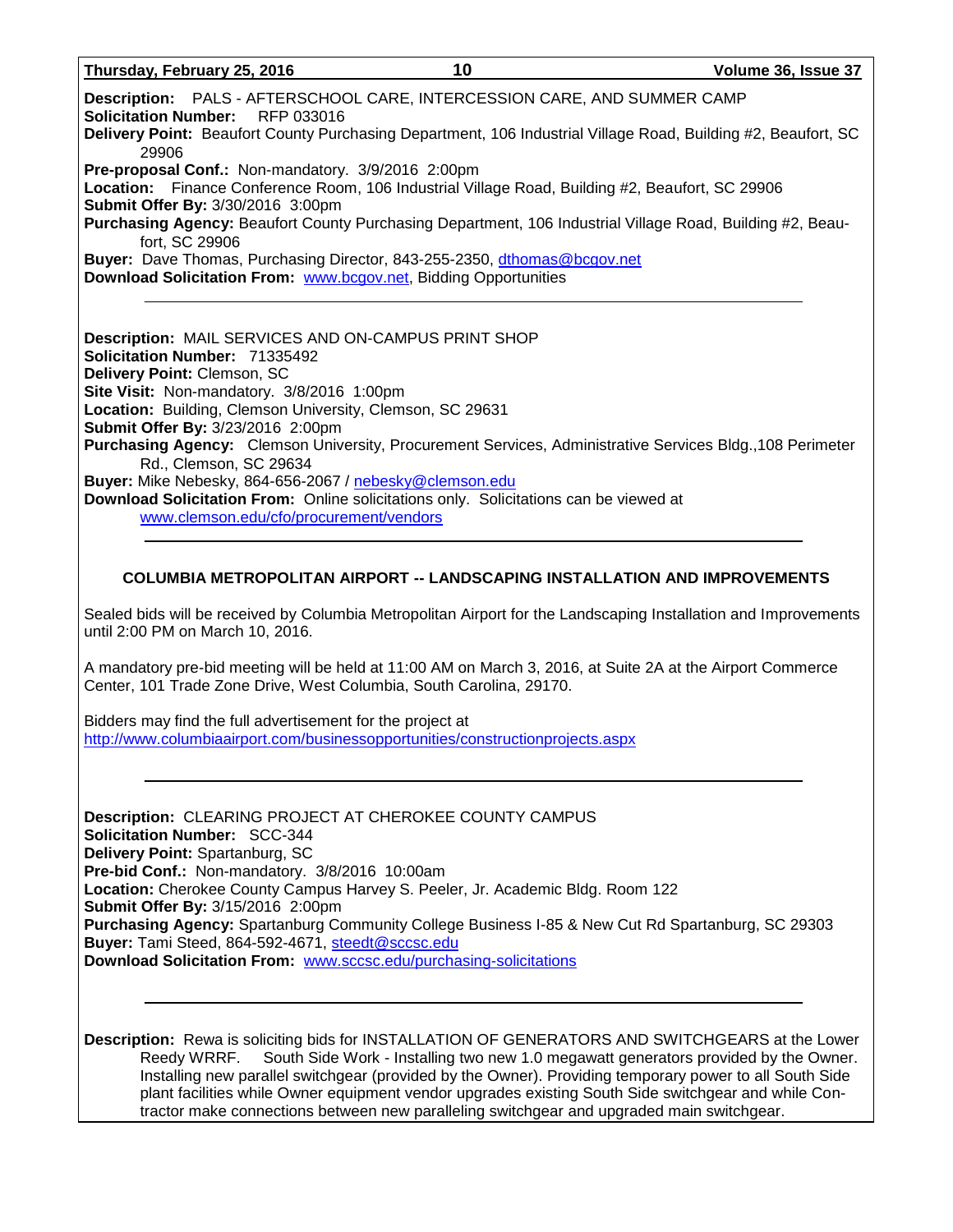**Description:** PALS - AFTERSCHOOL CARE, INTERCESSION CARE, AND SUMMER CAMP
**Solicitation Number:** RFP 033016
**Delivery Point:** Beaufort County Purchasing Department, 106 Industrial Village Road, Building #2, Beaufort, SC 29906
**Pre-proposal Conf.:** Non-mandatory. 3/9/2016 2:00pm
**Location:** Finance Conference Room, 106 Industrial Village Road, Building #2, Beaufort, SC 29906
**Submit Offer By:** 3/30/2016 3:00pm
**Purchasing Agency:** Beaufort County Purchasing Department, 106 Industrial Village Road, Building #2, Beaufort, SC 29906
**Buyer:** Dave Thomas, Purchasing Director, 843-255-2350, dthomas@bcgov.net
**Download Solicitation From:** www.bcgov.net, Bidding Opportunities

---

**Description:** MAIL SERVICES AND ON-CAMPUS PRINT SHOP
**Solicitation Number:** 71335492
**Delivery Point:** Clemson, SC
**Site Visit:** Non-mandatory. 3/8/2016 1:00pm
**Location:** Building, Clemson University, Clemson, SC 29631
**Submit Offer By:** 3/23/2016 2:00pm
**Purchasing Agency:** Clemson University, Procurement Services, Administrative Services Bldg.,108 Perimeter Rd., Clemson, SC 29634
**Buyer:** Mike Nebesky, 864-656-2067 / nebesky@clemson.edu
**Download Solicitation From:** Online solicitations only. Solicitations can be viewed at www.clemson.edu/cfo/procurement/vendors

---

**COLUMBIA METROPOLITAN AIRPORT -- LANDSCAPING INSTALLATION AND IMPROVEMENTS**

Sealed bids will be received by Columbia Metropolitan Airport for the Landscaping Installation and Improvements until 2:00 PM on March 10, 2016.

A mandatory pre-bid meeting will be held at 11:00 AM on March 3, 2016, at Suite 2A at the Airport Commerce Center, 101 Trade Zone Drive, West Columbia, South Carolina, 29170.

Bidders may find the full advertisement for the project at
http://www.columbiaairport.com/businessopportunities/constructionprojects.aspx

---

**Description:** CLEARING PROJECT AT CHEROKEE COUNTY CAMPUS
**Solicitation Number:** SCC-344
**Delivery Point:** Spartanburg, SC
**Pre-bid Conf.:** Non-mandatory. 3/8/2016 10:00am
**Location:** Cherokee County Campus Harvey S. Peeler, Jr. Academic Bldg. Room 122
**Submit Offer By:** 3/15/2016 2:00pm
**Purchasing Agency:** Spartanburg Community College Business I-85 & New Cut Rd Spartanburg, SC 29303
**Buyer:** Tami Steed, 864-592-4671, steedt@sccsc.edu
**Download Solicitation From:** www.sccsc.edu/purchasing-solicitations

---

**Description:** Rewa is soliciting bids for INSTALLATION OF GENERATORS AND SWITCHGEARS at the Lower Reedy WRRF. South Side Work - Installing two new 1.0 megawatt generators provided by the Owner. Installing new parallel switchgear (provided by the Owner). Providing temporary power to all South Side plant facilities while Owner equipment vendor upgrades existing South Side switchgear and while Contractor make connections between new paralleling switchgear and upgraded main switchgear.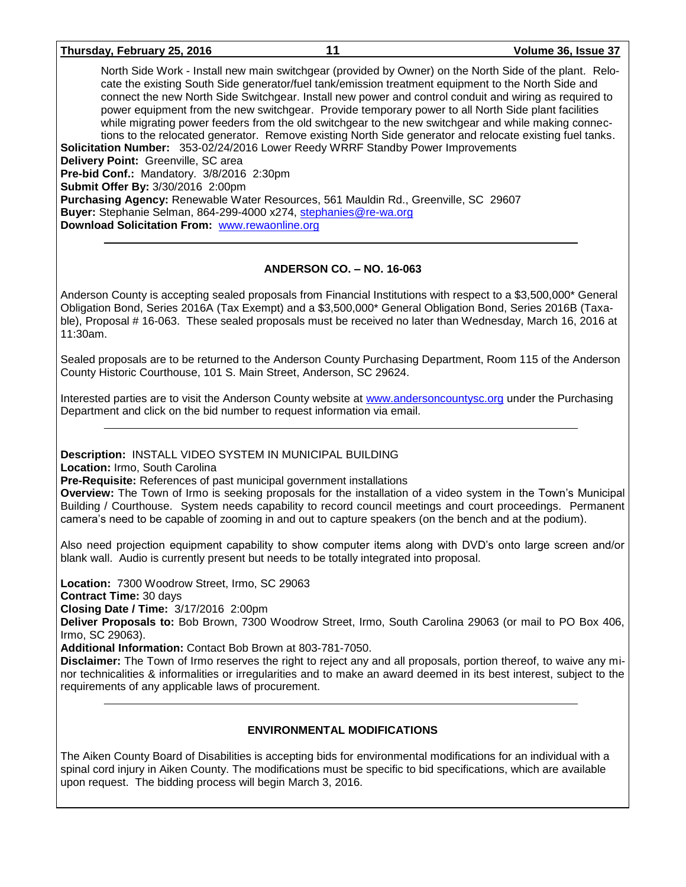North Side Work - Install new main switchgear (provided by Owner) on the North Side of the plant. Relocate the existing South Side generator/fuel tank/emission treatment equipment to the North Side and connect the new North Side Switchgear. Install new power and control conduit and wiring as required to power equipment from the new switchgear. Provide temporary power to all North Side plant facilities while migrating power feeders from the old switchgear to the new switchgear and while making connections to the relocated generator. Remove existing North Side generator and relocate existing fuel tanks.

**Solicitation Number:** 353-02/24/2016 Lower Reedy WRRF Standby Power Improvements
**Delivery Point:** Greenville, SC area
**Pre-bid Conf.:** Mandatory. 3/8/2016 2:30pm
**Submit Offer By:** 3/30/2016 2:00pm
**Purchasing Agency:** Renewable Water Resources, 561 Mauldin Rd., Greenville, SC 29607
**Buyer:** Stephanie Selman, 864-299-4000 x274, stephanies@re-wa.org
**Download Solicitation From:** www.rewaonline.org

---

## ANDERSON CO. – NO. 16-063

Anderson County is accepting sealed proposals from Financial Institutions with respect to a $3,500,000* General Obligation Bond, Series 2016A (Tax Exempt) and a $3,500,000* General Obligation Bond, Series 2016B (Taxable), Proposal # 16-063. These sealed proposals must be received no later than Wednesday, March 16, 2016 at 11:30am.

Sealed proposals are to be returned to the Anderson County Purchasing Department, Room 115 of the Anderson County Historic Courthouse, 101 S. Main Street, Anderson, SC 29624.

Interested parties are to visit the Anderson County website at www.andersoncountysc.org under the Purchasing Department and click on the bid number to request information via email.

---

**Description:** INSTALL VIDEO SYSTEM IN MUNICIPAL BUILDING
**Location:** Irmo, South Carolina
**Pre-Requisite:** References of past municipal government installations
**Overview:** The Town of Irmo is seeking proposals for the installation of a video system in the Town's Municipal Building / Courthouse. System needs capability to record council meetings and court proceedings. Permanent camera's need to be capable of zooming in and out to capture speakers (on the bench and at the podium).

Also need projection equipment capability to show computer items along with DVD's onto large screen and/or blank wall. Audio is currently present but needs to be totally integrated into proposal.

**Location:** 7300 Woodrow Street, Irmo, SC 29063
**Contract Time:** 30 days
**Closing Date / Time:** 3/17/2016 2:00pm
**Deliver Proposals to:** Bob Brown, 7300 Woodrow Street, Irmo, South Carolina 29063 (or mail to PO Box 406, Irmo, SC 29063).
**Additional Information:** Contact Bob Brown at 803-781-7050.
**Disclaimer:** The Town of Irmo reserves the right to reject any and all proposals, portion thereof, to waive any minor technicalities & informalities or irregularities and to make an award deemed in its best interest, subject to the requirements of any applicable laws of procurement.

---

## ENVIRONMENTAL MODIFICATIONS

The Aiken County Board of Disabilities is accepting bids for environmental modifications for an individual with a spinal cord injury in Aiken County. The modifications must be specific to bid specifications, which are available upon request. The bidding process will begin March 3, 2016.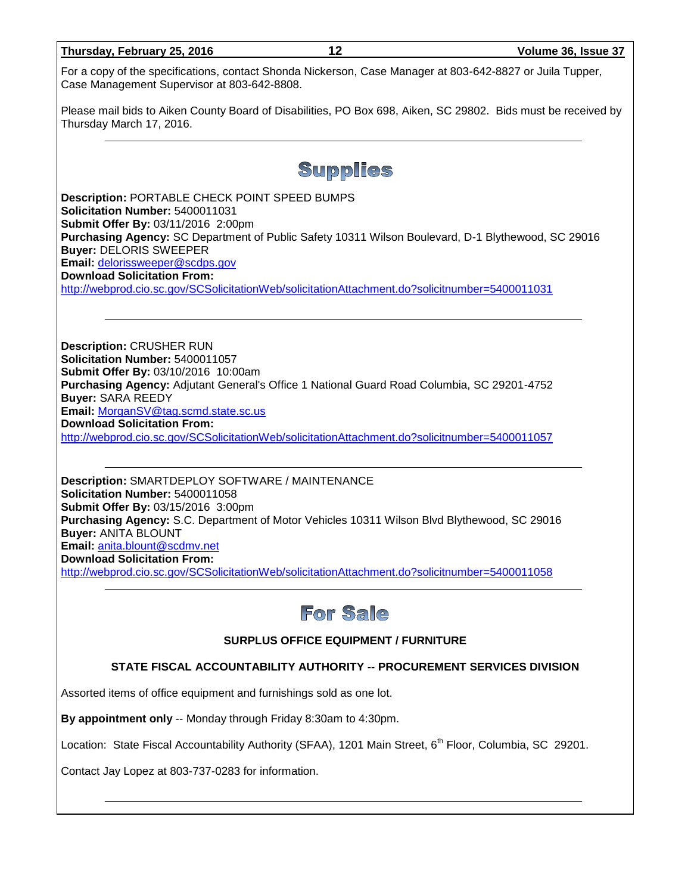For a copy of the specifications, contact Shonda Nickerson, Case Manager at 803-642-8827 or Juila Tupper, Case Management Supervisor at 803-642-8808.

Please mail bids to Aiken County Board of Disabilities, PO Box 698, Aiken, SC 29802. Bids must be received by Thursday March 17, 2016.

---

# Supplies

**Description:** PORTABLE CHECK POINT SPEED BUMPS
**Solicitation Number:** 5400011031
**Submit Offer By:** 03/11/2016 2:00pm
**Purchasing Agency:** SC Department of Public Safety 10311 Wilson Boulevard, D-1 Blythewood, SC 29016
**Buyer:** DELORIS SWEEPER
**Email:** delorissweeper@scdps.gov
**Download Solicitation From:**
http://webprod.cio.sc.gov/SCSolicitationWeb/solicitationAttachment.do?solicitnumber=5400011031

---

**Description:** CRUSHER RUN
**Solicitation Number:** 5400011057
**Submit Offer By:** 03/10/2016 10:00am
**Purchasing Agency:** Adjutant General's Office 1 National Guard Road Columbia, SC 29201-4752
**Buyer:** SARA REEDY
**Email:** MorganSV@tag.scmd.state.sc.us
**Download Solicitation From:**
http://webprod.cio.sc.gov/SCSolicitationWeb/solicitationAttachment.do?solicitnumber=5400011057

---

**Description:** SMARTDEPLOY SOFTWARE / MAINTENANCE
**Solicitation Number:** 5400011058
**Submit Offer By:** 03/15/2016 3:00pm
**Purchasing Agency:** S.C. Department of Motor Vehicles 10311 Wilson Blvd Blythewood, SC 29016
**Buyer:** ANITA BLOUNT
**Email:** anita.blount@scdmv.net
**Download Solicitation From:**
http://webprod.cio.sc.gov/SCSolicitationWeb/solicitationAttachment.do?solicitnumber=5400011058

---

# For Sale

**SURPLUS OFFICE EQUIPMENT / FURNITURE**

**STATE FISCAL ACCOUNTABILITY AUTHORITY -- PROCUREMENT SERVICES DIVISION**

Assorted items of office equipment and furnishings sold as one lot.

**By appointment only** -- Monday through Friday 8:30am to 4:30pm.

Location: State Fiscal Accountability Authority (SFAA), 1201 Main Street, 6th Floor, Columbia, SC 29201.

Contact Jay Lopez at 803-737-0283 for information.

---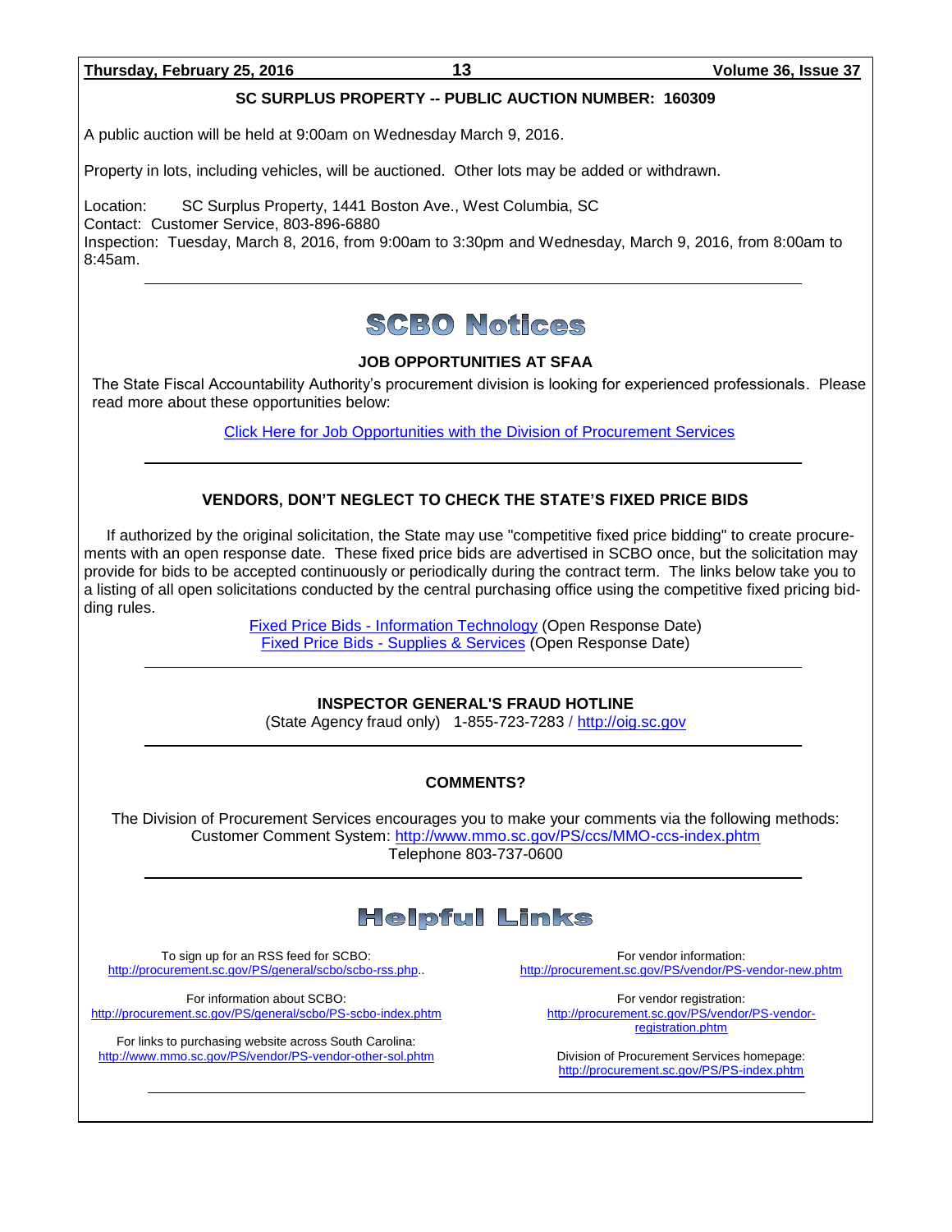## SC SURPLUS PROPERTY -- PUBLIC AUCTION NUMBER: 160309

A public auction will be held at 9:00am on Wednesday March 9, 2016.

Property in lots, including vehicles, will be auctioned. Other lots may be added or withdrawn.

Location: SC Surplus Property, 1441 Boston Ave., West Columbia, SC
Contact: Customer Service, 803-896-6880
Inspection: Tuesday, March 8, 2016, from 9:00am to 3:30pm and Wednesday, March 9, 2016, from 8:00am to 8:45am.

---

# SCBO Notices

## JOB OPPORTUNITIES AT SFAA

The State Fiscal Accountability Authority's procurement division is looking for experienced professionals. Please read more about these opportunities below:

Click Here for Job Opportunities with the Division of Procurement Services

---

## VENDORS, DON'T NEGLECT TO CHECK THE STATE'S FIXED PRICE BIDS

If authorized by the original solicitation, the State may use "competitive fixed price bidding" to create procurements with an open response date. These fixed price bids are advertised in SCBO once, but the solicitation may provide for bids to be accepted continuously or periodically during the contract term. The links below take you to a listing of all open solicitations conducted by the central purchasing office using the competitive fixed pricing bidding rules.

Fixed Price Bids - Information Technology (Open Response Date)
Fixed Price Bids - Supplies & Services (Open Response Date)

---

## INSPECTOR GENERAL'S FRAUD HOTLINE

(State Agency fraud only) 1-855-723-7283 / http://oig.sc.gov

---

## COMMENTS?

The Division of Procurement Services encourages you to make your comments via the following methods:
Customer Comment System: http://www.mmo.sc.gov/PS/ccs/MMO-ccs-index.phtm
Telephone 803-737-0600

---

# Helpful Links

To sign up for an RSS feed for SCBO:
http://procurement.sc.gov/PS/general/scbo/scbo-rss.php..

For information about SCBO:
http://procurement.sc.gov/PS/general/scbo/PS-scbo-index.phtm

For links to purchasing website across South Carolina:
http://www.mmo.sc.gov/PS/vendor/PS-vendor-other-sol.phtm

For vendor information:
http://procurement.sc.gov/PS/vendor/PS-vendor-new.phtm

For vendor registration:
http://procurement.sc.gov/PS/vendor/PS-vendor-registration.phtm

Division of Procurement Services homepage:
http://procurement.sc.gov/PS/PS-index.phtm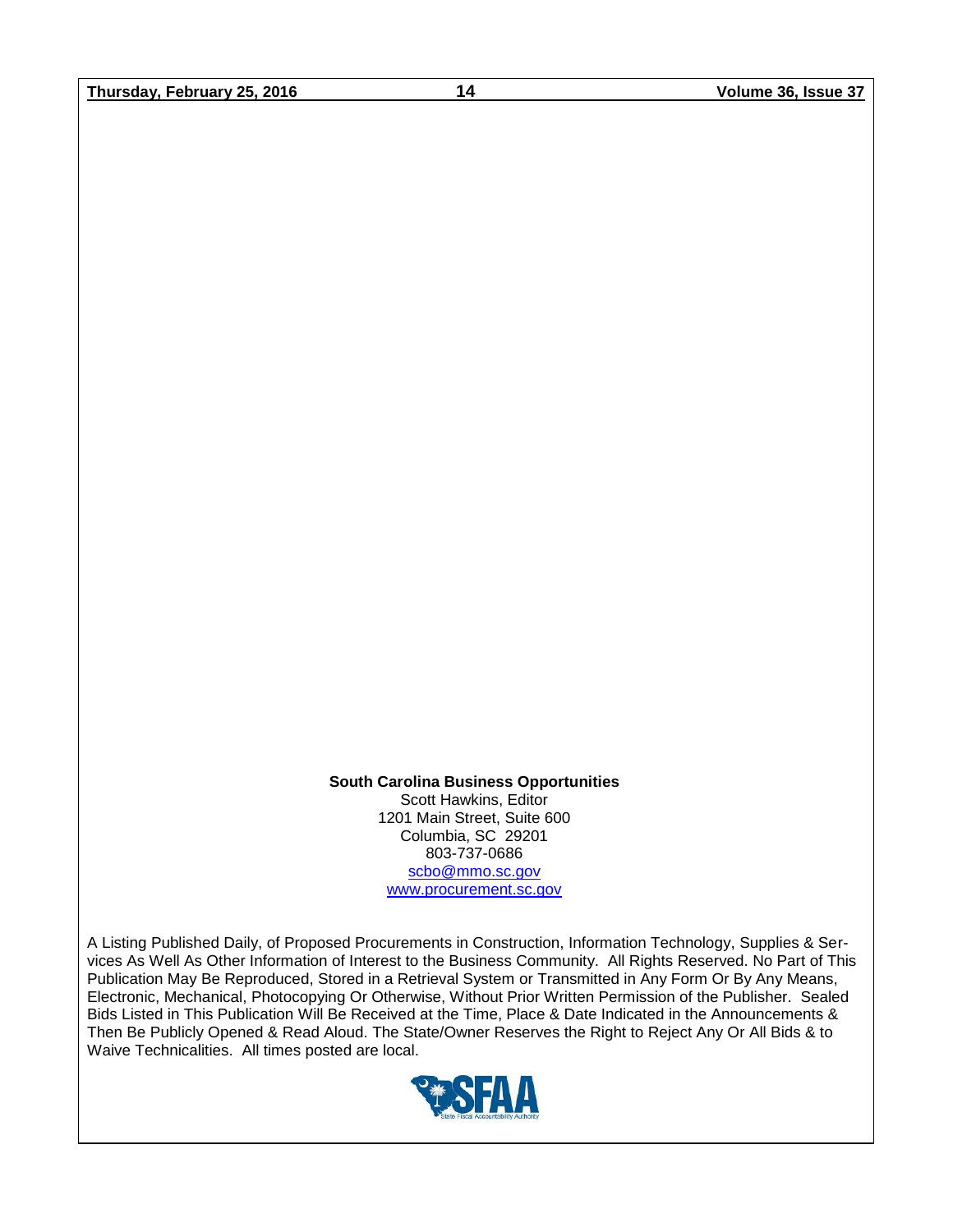**South Carolina Business Opportunities**
Scott Hawkins, Editor
1201 Main Street, Suite 600
Columbia, SC 29201
803-737-0686
scbo@mmo.sc.gov
www.procurement.sc.gov

A Listing Published Daily, of Proposed Procurements in Construction, Information Technology, Supplies & Services As Well As Other Information of Interest to the Business Community. All Rights Reserved. No Part of This Publication May Be Reproduced, Stored in a Retrieval System or Transmitted in Any Form Or By Any Means, Electronic, Mechanical, Photocopying Or Otherwise, Without Prior Written Permission of the Publisher. Sealed Bids Listed in This Publication Will Be Received at the Time, Place & Date Indicated in the Announcements & Then Be Publicly Opened & Read Aloud. The State/Owner Reserves the Right to Reject Any Or All Bids & to Waive Technicalities. All times posted are local.

SFAA
State Fiscal Accountability Authority